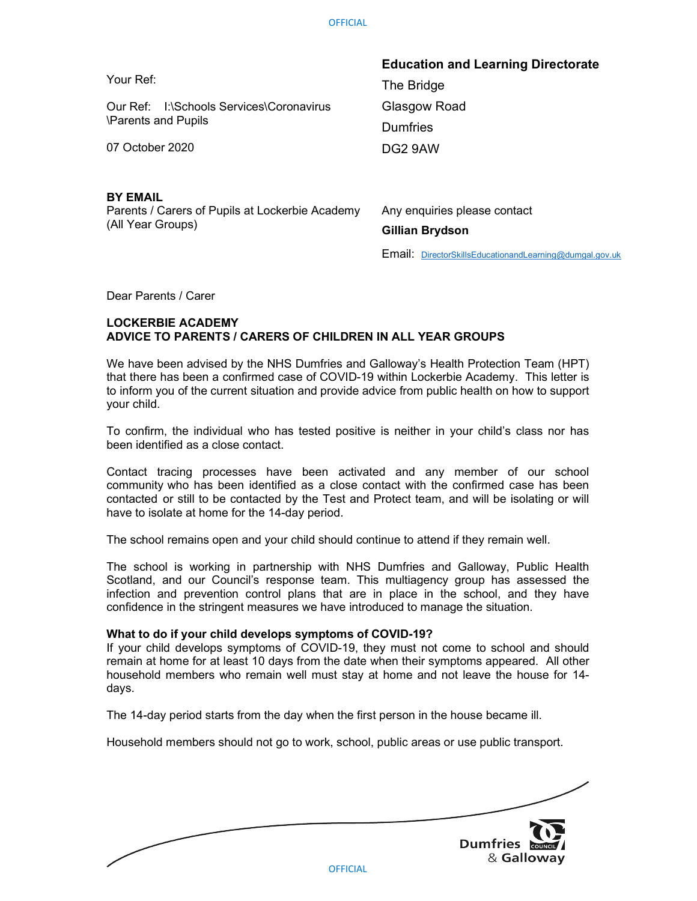Your Ref:

Our Ref: I:\Schools Services\Coronavirus \Parents and Pupils

07 October 2020

**Education and Learning Directorate**
The Bridge
Glasgow Road
Dumfries
DG2 9AW

**BY EMAIL**
Parents / Carers of Pupils at Lockerbie Academy (All Year Groups)

Any enquiries please contact
**Gillian Brydson**
Email: DirectorSkillsEducationandLearning@dumgal.gov.uk

Dear Parents / Carer

**LOCKERBIE ACADEMY**
**ADVICE TO PARENTS / CARERS OF CHILDREN IN ALL YEAR GROUPS**

We have been advised by the NHS Dumfries and Galloway's Health Protection Team (HPT) that there has been a confirmed case of COVID-19 within Lockerbie Academy. This letter is to inform you of the current situation and provide advice from public health on how to support your child.

To confirm, the individual who has tested positive is neither in your child's class nor has been identified as a close contact.

Contact tracing processes have been activated and any member of our school community who has been identified as a close contact with the confirmed case has been contacted or still to be contacted by the Test and Protect team, and will be isolating or will have to isolate at home for the 14-day period.

The school remains open and your child should continue to attend if they remain well.

The school is working in partnership with NHS Dumfries and Galloway, Public Health Scotland, and our Council's response team. This multiagency group has assessed the infection and prevention control plans that are in place in the school, and they have confidence in the stringent measures we have introduced to manage the situation.

**What to do if your child develops symptoms of COVID-19?**
If your child develops symptoms of COVID-19, they must not come to school and should remain at home for at least 10 days from the date when their symptoms appeared. All other household members who remain well must stay at home and not leave the house for 14-days.

The 14-day period starts from the day when the first person in the house became ill.

Household members should not go to work, school, public areas or use public transport.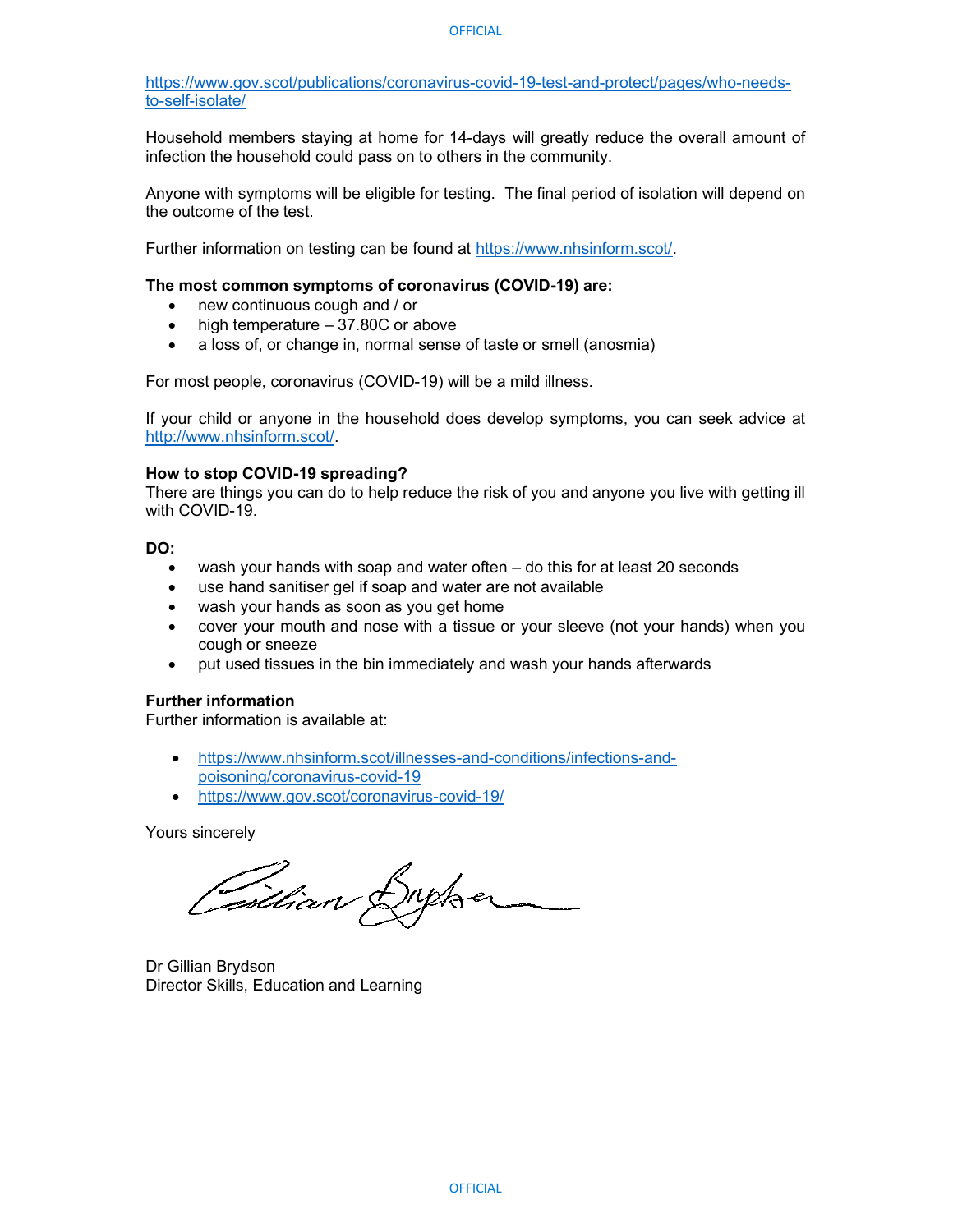https://www.gov.scot/publications/coronavirus-covid-19-test-and-protect/pages/who-needs-to-self-isolate/

Household members staying at home for 14-days will greatly reduce the overall amount of infection the household could pass on to others in the community.

Anyone with symptoms will be eligible for testing. The final period of isolation will depend on the outcome of the test.

Further information on testing can be found at https://www.nhsinform.scot/.

**The most common symptoms of coronavirus (COVID-19) are:**

- new continuous cough and / or
- high temperature – 37.80C or above
- a loss of, or change in, normal sense of taste or smell (anosmia)

For most people, coronavirus (COVID-19) will be a mild illness.

If your child or anyone in the household does develop symptoms, you can seek advice at http://www.nhsinform.scot/.

**How to stop COVID-19 spreading?**

There are things you can do to help reduce the risk of you and anyone you live with getting ill with COVID-19.

**DO:**

- wash your hands with soap and water often – do this for at least 20 seconds
- use hand sanitiser gel if soap and water are not available
- wash your hands as soon as you get home
- cover your mouth and nose with a tissue or your sleeve (not your hands) when you cough or sneeze
- put used tissues in the bin immediately and wash your hands afterwards

**Further information**

Further information is available at:

- https://www.nhsinform.scot/illnesses-and-conditions/infections-and-poisoning/coronavirus-covid-19
- https://www.gov.scot/coronavirus-covid-19/

Yours sincerely

Dr Gillian Brydson
Director Skills, Education and Learning